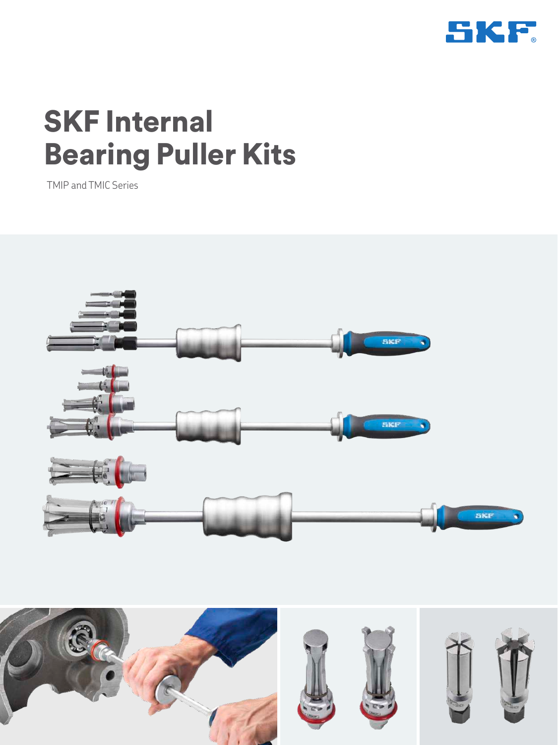# SKF Internal Bearing Puller Kits

TMIP and TMIC Series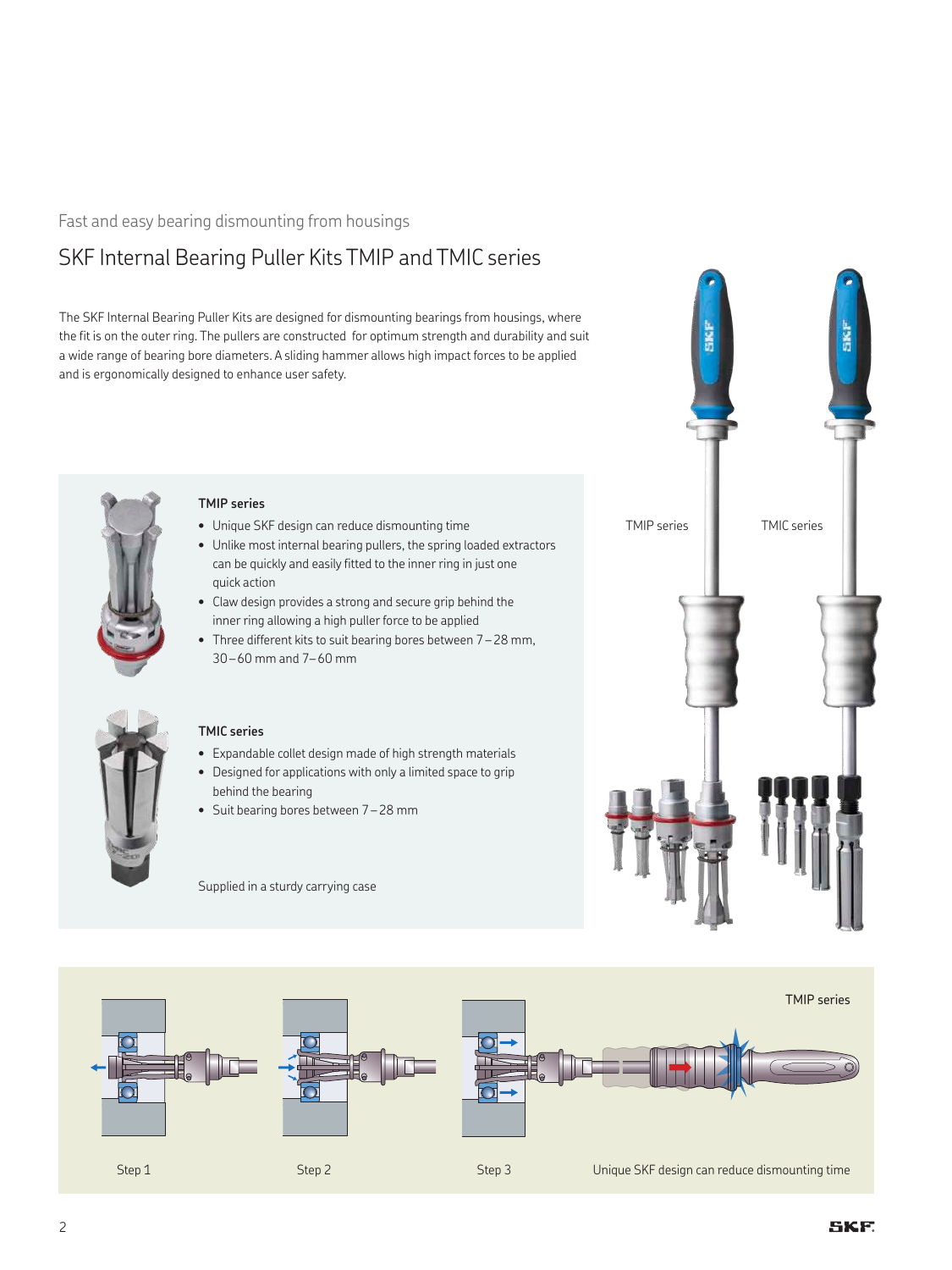Fast and easy bearing dismounting from housings

# SKF Internal Bearing Puller Kits TMIP and TMIC series

The SKF Internal Bearing Puller Kits are designed for dismounting bearings from housings, where the fit is on the outer ring. The pullers are constructed for optimum strength and durability and suit a wide range of bearing bore diameters. A sliding hammer allows high impact forces to be applied and is ergonomically designed to enhance user safety.

### TMIP series

- Unique SKF design can reduce dismounting time
- Unlike most internal bearing pullers, the spring loaded extractors can be quickly and easily fitted to the inner ring in just one quick action
- Claw design provides a strong and secure grip behind the inner ring allowing a high puller force to be applied
- Three different kits to suit bearing bores between 7 – 28 mm, 30 – 60 mm and 7 – 60 mm

### TMIC series

- Expandable collet design made of high strength materials
- Designed for applications with only a limited space to grip behind the bearing
- Suit bearing bores between 7 – 28 mm

Supplied in a sturdy carrying case

TMIP series

TMIC series

TMIP series

Step 1

Step 2

Step 3

Unique SKF design can reduce dismounting time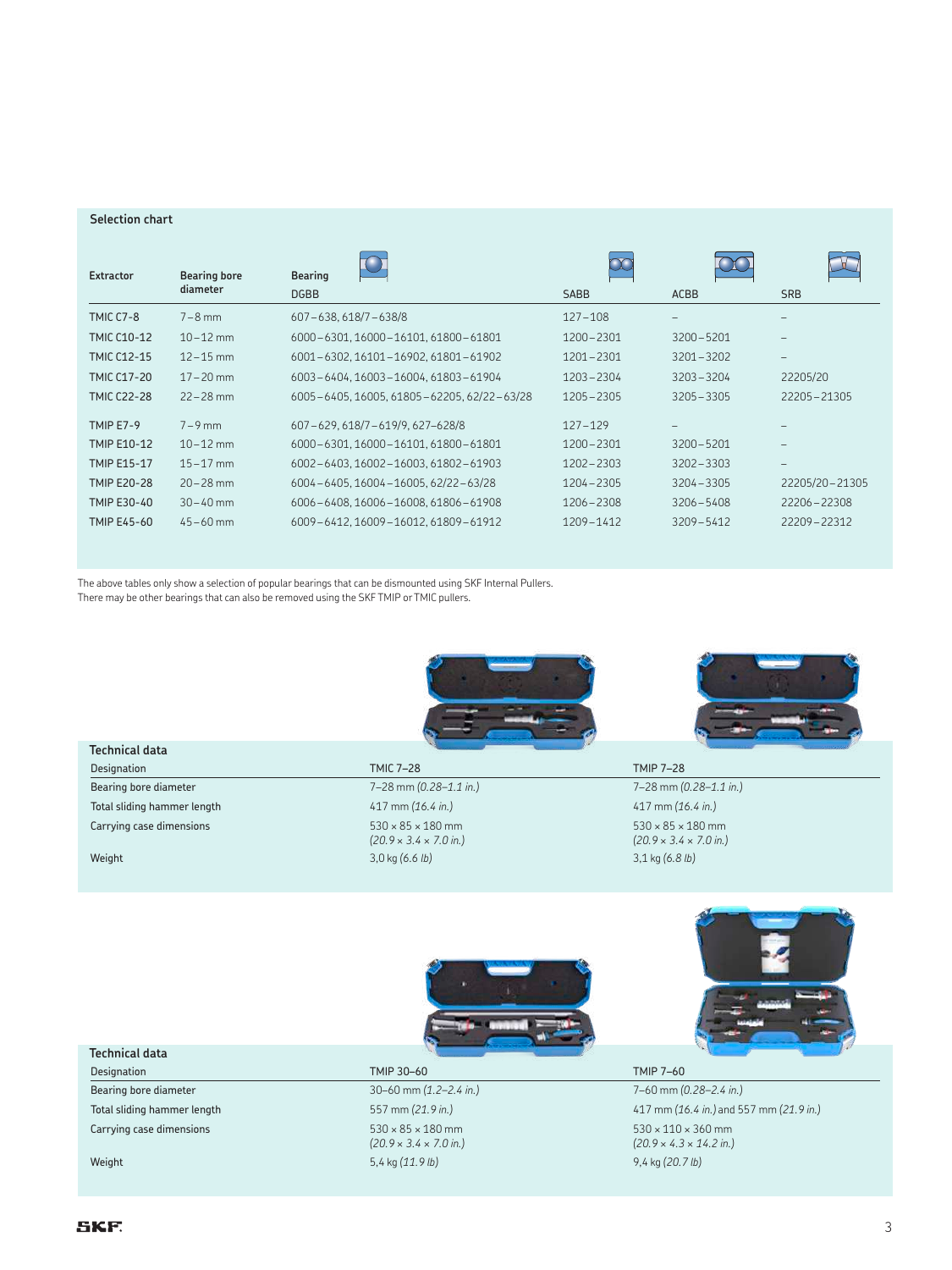## Selection chart

| Extractor | Bearing bore diameter | Bearing DGBB | SABB | ACBB | SRB |
|---|---|---|---|---|---|
| TMIC C7-8 | 7–8 mm | 607–638, 618/7–638/8 | 127–108 | – | – |
| TMIC C10-12 | 10–12 mm | 6000–6301, 16000–16101, 61800–61801 | 1200–2301 | 3200–5201 | – |
| TMIC C12-15 | 12–15 mm | 6001–6302, 16101–16902, 61801–61902 | 1201–2301 | 3201–3202 | – |
| TMIC C17-20 | 17–20 mm | 6003–6404, 16003–16004, 61803–61904 | 1203–2304 | 3203–3204 | 22205/20 |
| TMIC C22-28 | 22–28 mm | 6005–6405, 16005, 61805–62205, 62/22–63/28 | 1205–2305 | 3205–3305 | 22205–21305 |
| TMIP E7-9 | 7–9 mm | 607–629, 618/7–619/9, 627–628/8 | 127–129 | – | – |
| TMIP E10-12 | 10–12 mm | 6000–6301, 16000–16101, 61800–61801 | 1200–2301 | 3200–5201 | – |
| TMIP E15-17 | 15–17 mm | 6002–6403, 16002–16003, 61802–61903 | 1202–2303 | 3202–3303 | – |
| TMIP E20-28 | 20–28 mm | 6004–6405, 16004–16005, 62/22–63/28 | 1204–2305 | 3204–3305 | 22205/20–21305 |
| TMIP E30-40 | 30–40 mm | 6006–6408, 16006–16008, 61806–61908 | 1206–2308 | 3206–5408 | 22206–22308 |
| TMIP E45-60 | 45–60 mm | 6009–6412, 16009–16012, 61809–61912 | 1209–1412 | 3209–5412 | 22209–22312 |

The above tables only show a selection of popular bearings that can be dismounted using SKF Internal Pullers.
There may be other bearings that can also be removed using the SKF TMIP or TMIC pullers.

### Technical data

| Designation | TMIC 7–28 | TMIP 7–28 |
|---|---|---|
| Bearing bore diameter | 7–28 mm *(0.28–1.1 in.)* | 7–28 mm *(0.28–1.1 in.)* |
| Total sliding hammer length | 417 mm *(16.4 in.)* | 417 mm *(16.4 in.)* |
| Carrying case dimensions | 530 × 85 × 180 mm *(20.9 × 3.4 × 7.0 in.)* | 530 × 85 × 180 mm *(20.9 × 3.4 × 7.0 in.)* |
| Weight | 3,0 kg *(6.6 lb)* | 3,1 kg *(6.8 lb)* |

### Technical data

| Designation | TMIP 30–60 | TMIP 7–60 |
|---|---|---|
| Bearing bore diameter | 30–60 mm *(1.2–2.4 in.)* | 7–60 mm *(0.28–2.4 in.)* |
| Total sliding hammer length | 557 mm *(21.9 in.)* | 417 mm *(16.4 in.)* and 557 mm *(21.9 in.)* |
| Carrying case dimensions | 530 × 85 × 180 mm *(20.9 × 3.4 × 7.0 in.)* | 530 × 110 × 360 mm *(20.9 × 4.3 × 14.2 in.)* |
| Weight | 5,4 kg *(11.9 lb)* | 9,4 kg *(20.7 lb)* |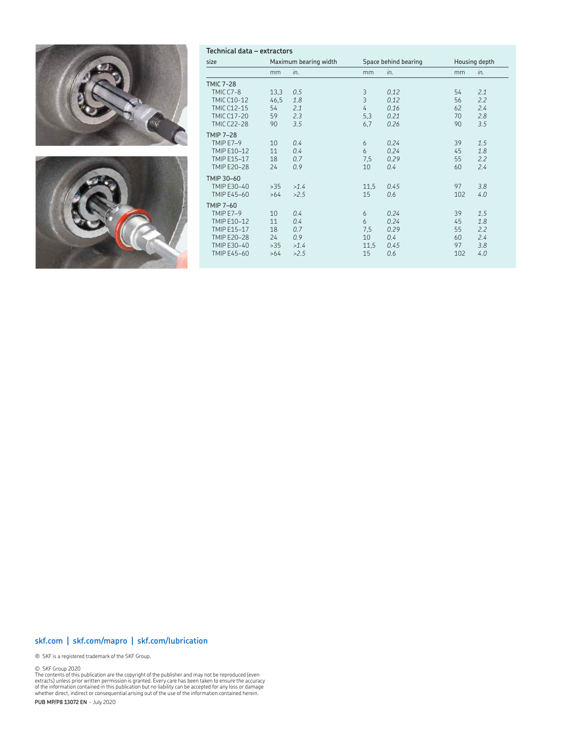**Technical data – extractors**

| size | Maximum bearing width | | Space behind bearing | | Housing depth | |
|---|---|---|---|---|---|---|
| | mm | *in.* | mm | *in.* | mm | *in.* |
| **TMIC 7-28** | | | | | | |
| TMIC C7-8 | 13,3 | *0.5* | 3 | *0.12* | 54 | *2.1* |
| TMIC C10-12 | 46,5 | *1.8* | 3 | *0.12* | 56 | *2.2* |
| TMIC C12-15 | 54 | *2.1* | 4 | *0.16* | 62 | *2.4* |
| TMIC C17-20 | 59 | *2.3* | 5,3 | *0.21* | 70 | *2.8* |
| TMIC C22-28 | 90 | *3.5* | 6,7 | *0.26* | 90 | *3.5* |
| **TMIP 7–28** | | | | | | |
| TMIP E7–9 | 10 | *0.4* | 6 | *0.24* | 39 | *1.5* |
| TMIP E10–12 | 11 | *0.4* | 6 | *0.24* | 45 | *1.8* |
| TMIP E15–17 | 18 | *0.7* | 7,5 | *0.29* | 55 | *2.2* |
| TMIP E20–28 | 24 | *0.9* | 10 | *0.4* | 60 | *2.4* |
| **TMIP 30–60** | | | | | | |
| TMIP E30–40 | >35 | *>1.4* | 11,5 | *0.45* | 97 | *3.8* |
| TMIP E45–60 | >64 | *>2.5* | 15 | *0.6* | 102 | *4.0* |
| **TMIP 7–60** | | | | | | |
| TMIP E7–9 | 10 | *0.4* | 6 | *0.24* | 39 | *1.5* |
| TMIP E10–12 | 11 | *0.4* | 6 | *0.24* | 45 | *1.8* |
| TMIP E15–17 | 18 | *0.7* | 7,5 | *0.29* | 55 | *2.2* |
| TMIP E20–28 | 24 | *0.9* | 10 | *0.4* | 60 | *2.4* |
| TMIP E30–40 | >35 | *>1.4* | 11,5 | *0.45* | 97 | *3.8* |
| TMIP E45–60 | >64 | *>2.5* | 15 | *0.6* | 102 | *4.0* |

**skf.com | skf.com/mapro | skf.com/lubrication**

® SKF is a registered trademark of the SKF Group.

© SKF Group 2020
The contents of this publication are the copyright of the publisher and may not be reproduced (even extracts) unless prior written permission is granted. Every care has been taken to ensure the accuracy of the information contained in this publication but no liability can be accepted for any loss or damage whether direct, indirect or consequential arising out of the use of the information contained herein.

**PUB MP/P8 13072 EN** · July 2020